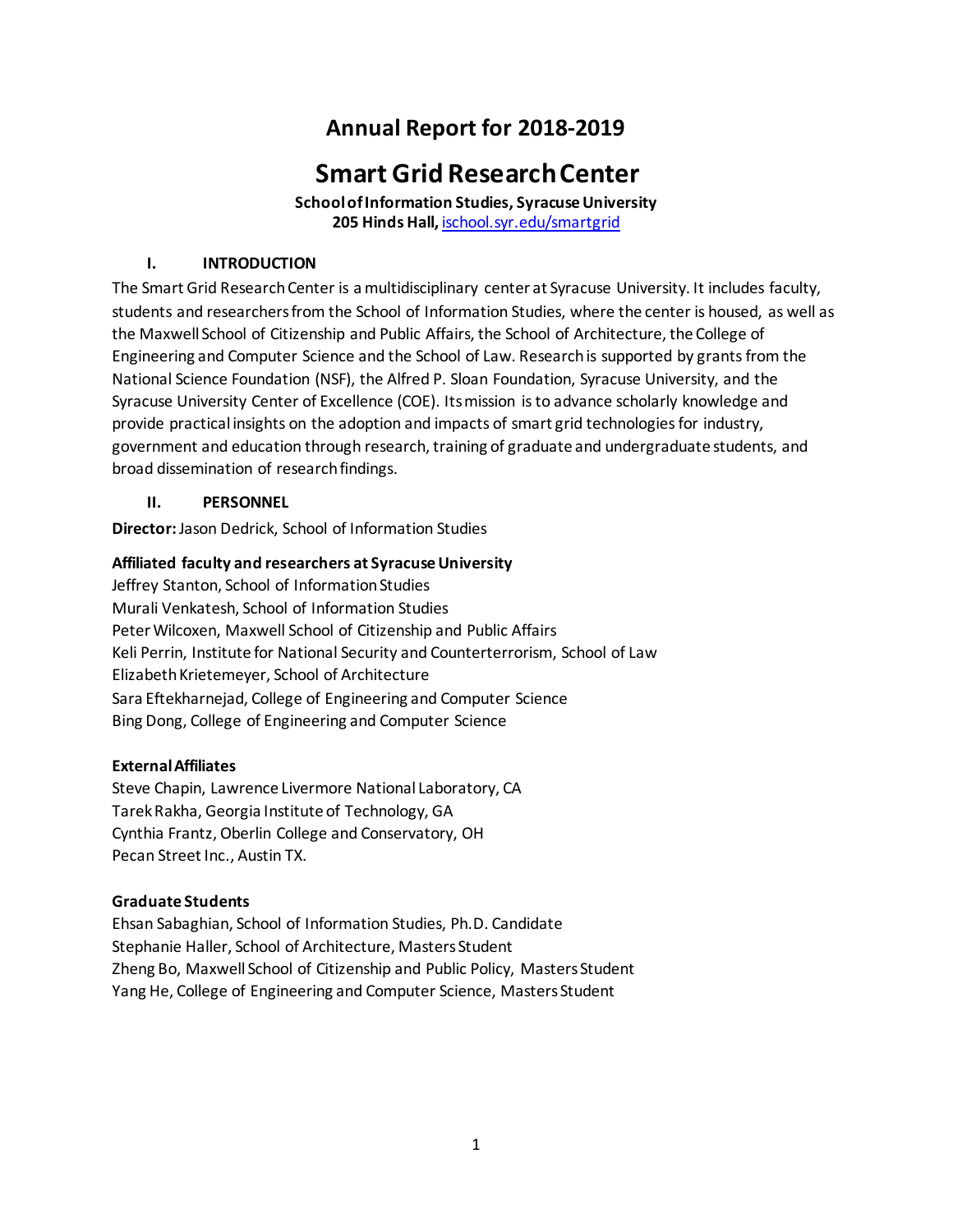# Annual Report for 2018-2019

# Smart Grid Research Center

**School of Information Studies, Syracuse University**
**205 Hinds Hall,** ischool.syr.edu/smartgrid

## I. INTRODUCTION

The Smart Grid Research Center is a multidisciplinary center at Syracuse University. It includes faculty, students and researchers from the School of Information Studies, where the center is housed, as well as the Maxwell School of Citizenship and Public Affairs, the School of Architecture, the College of Engineering and Computer Science and the School of Law. Research is supported by grants from the National Science Foundation (NSF), the Alfred P. Sloan Foundation, Syracuse University, and the Syracuse University Center of Excellence (COE). Its mission is to advance scholarly knowledge and provide practical insights on the adoption and impacts of smart grid technologies for industry, government and education through research, training of graduate and undergraduate students, and broad dissemination of research findings.

## II. PERSONNEL

**Director:** Jason Dedrick, School of Information Studies

**Affiliated faculty and researchers at Syracuse University**

Jeffrey Stanton, School of Information Studies
Murali Venkatesh, School of Information Studies
Peter Wilcoxen, Maxwell School of Citizenship and Public Affairs
Keli Perrin, Institute for National Security and Counterterrorism, School of Law
Elizabeth Krietemeyer, School of Architecture
Sara Eftekharnejad, College of Engineering and Computer Science
Bing Dong, College of Engineering and Computer Science

**External Affiliates**

Steve Chapin, Lawrence Livermore National Laboratory, CA
Tarek Rakha, Georgia Institute of Technology, GA
Cynthia Frantz, Oberlin College and Conservatory, OH
Pecan Street Inc., Austin TX.

**Graduate Students**

Ehsan Sabaghian, School of Information Studies, Ph.D. Candidate
Stephanie Haller, School of Architecture, Masters Student
Zheng Bo, Maxwell School of Citizenship and Public Policy, Masters Student
Yang He, College of Engineering and Computer Science, Masters Student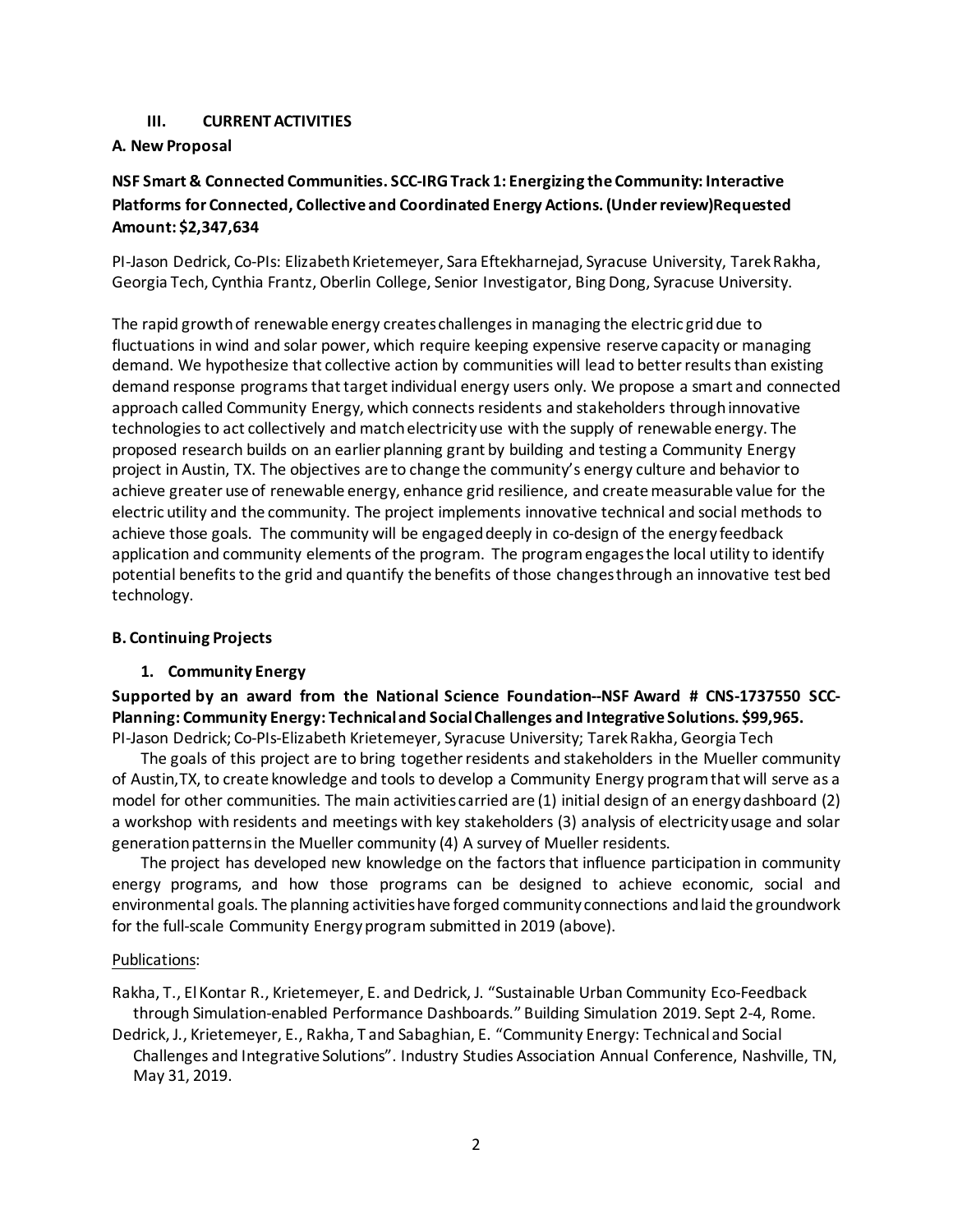### III. CURRENT ACTIVITIES

#### A. New Proposal

**NSF Smart & Connected Communities. SCC-IRG Track 1: Energizing the Community: Interactive Platforms for Connected, Collective and Coordinated Energy Actions. (Under review)Requested Amount: $2,347,634**

PI-Jason Dedrick, Co-PIs: Elizabeth Krietemeyer, Sara Eftekharnejad, Syracuse University, Tarek Rakha, Georgia Tech, Cynthia Frantz, Oberlin College, Senior Investigator, Bing Dong, Syracuse University.

The rapid growth of renewable energy creates challenges in managing the electric grid due to fluctuations in wind and solar power, which require keeping expensive reserve capacity or managing demand. We hypothesize that collective action by communities will lead to better results than existing demand response programs that target individual energy users only. We propose a smart and connected approach called Community Energy, which connects residents and stakeholders through innovative technologies to act collectively and match electricity use with the supply of renewable energy. The proposed research builds on an earlier planning grant by building and testing a Community Energy project in Austin, TX. The objectives are to change the community's energy culture and behavior to achieve greater use of renewable energy, enhance grid resilience, and create measurable value for the electric utility and the community. The project implements innovative technical and social methods to achieve those goals. The community will be engaged deeply in co-design of the energy feedback application and community elements of the program. The program engages the local utility to identify potential benefits to the grid and quantify the benefits of those changes through an innovative test bed technology.

#### B. Continuing Projects

1. **Community Energy**

**Supported by an award from the National Science Foundation--NSF Award # CNS-1737550 SCC-Planning: Community Energy: Technical and Social Challenges and Integrative Solutions. $99,965.**

PI-Jason Dedrick; Co-PIs-Elizabeth Krietemeyer, Syracuse University; Tarek Rakha, Georgia Tech

The goals of this project are to bring together residents and stakeholders in the Mueller community of Austin,TX, to create knowledge and tools to develop a Community Energy program that will serve as a model for other communities. The main activities carried are (1) initial design of an energy dashboard (2) a workshop with residents and meetings with key stakeholders (3) analysis of electricity usage and solar generation patterns in the Mueller community (4) A survey of Mueller residents.

The project has developed new knowledge on the factors that influence participation in community energy programs, and how those programs can be designed to achieve economic, social and environmental goals. The planning activities have forged community connections and laid the groundwork for the full-scale Community Energy program submitted in 2019 (above).

Publications:

Rakha, T., El Kontar R., Krietemeyer, E. and Dedrick, J. "Sustainable Urban Community Eco-Feedback through Simulation-enabled Performance Dashboards." Building Simulation 2019. Sept 2-4, Rome.

Dedrick, J., Krietemeyer, E., Rakha, T and Sabaghian, E. "Community Energy: Technical and Social Challenges and Integrative Solutions". Industry Studies Association Annual Conference, Nashville, TN, May 31, 2019.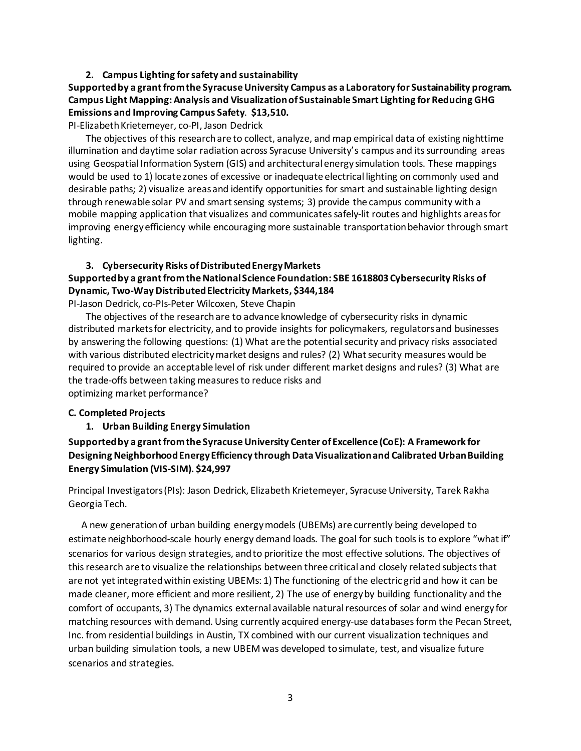### 2. Campus Lighting for safety and sustainability

**Supported by a grant from the Syracuse University Campus as a Laboratory for Sustainability program. Campus Light Mapping: Analysis and Visualization of Sustainable Smart Lighting for Reducing GHG Emissions and Improving Campus Safety. $13,510.**

PI-Elizabeth Krietemeyer, co-PI, Jason Dedrick

The objectives of this research are to collect, analyze, and map empirical data of existing nighttime illumination and daytime solar radiation across Syracuse University's campus and its surrounding areas using Geospatial Information System (GIS) and architectural energy simulation tools. These mappings would be used to 1) locate zones of excessive or inadequate electrical lighting on commonly used and desirable paths; 2) visualize areas and identify opportunities for smart and sustainable lighting design through renewable solar PV and smart sensing systems; 3) provide the campus community with a mobile mapping application that visualizes and communicates safely-lit routes and highlights areas for improving energy efficiency while encouraging more sustainable transportation behavior through smart lighting.

### 3. Cybersecurity Risks of Distributed Energy Markets

**Supported by a grant from the National Science Foundation: SBE 1618803 Cybersecurity Risks of Dynamic, Two-Way Distributed Electricity Markets, $344,184**

PI-Jason Dedrick, co-PIs-Peter Wilcoxen, Steve Chapin

The objectives of the research are to advance knowledge of cybersecurity risks in dynamic distributed markets for electricity, and to provide insights for policymakers, regulators and businesses by answering the following questions: (1) What are the potential security and privacy risks associated with various distributed electricity market designs and rules? (2) What security measures would be required to provide an acceptable level of risk under different market designs and rules? (3) What are the trade-offs between taking measures to reduce risks and optimizing market performance?

## C. Completed Projects

### 1. Urban Building Energy Simulation

**Supported by a grant from the Syracuse University Center of Excellence (CoE): A Framework for Designing Neighborhood Energy Efficiency through Data Visualization and Calibrated Urban Building Energy Simulation (VIS-SIM). $24,997**

Principal Investigators (PIs): Jason Dedrick, Elizabeth Krietemeyer, Syracuse University, Tarek Rakha Georgia Tech.

A new generation of urban building energy models (UBEMs) are currently being developed to estimate neighborhood-scale hourly energy demand loads. The goal for such tools is to explore "what if" scenarios for various design strategies, and to prioritize the most effective solutions. The objectives of this research are to visualize the relationships between three critical and closely related subjects that are not yet integrated within existing UBEMs: 1) The functioning of the electric grid and how it can be made cleaner, more efficient and more resilient, 2) The use of energy by building functionality and the comfort of occupants, 3) The dynamics external available natural resources of solar and wind energy for matching resources with demand. Using currently acquired energy-use databases form the Pecan Street, Inc. from residential buildings in Austin, TX combined with our current visualization techniques and urban building simulation tools, a new UBEM was developed to simulate, test, and visualize future scenarios and strategies.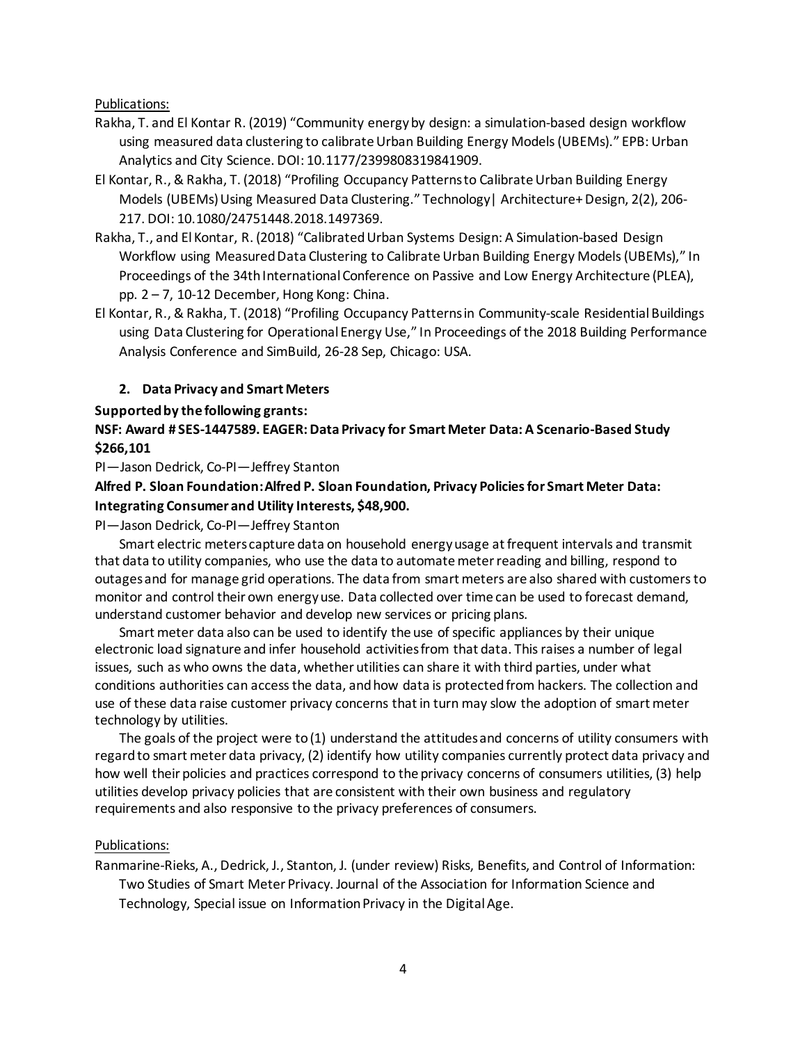Publications:

Rakha, T. and El Kontar R. (2019) "Community energy by design: a simulation-based design workflow using measured data clustering to calibrate Urban Building Energy Models (UBEMs)." EPB: Urban Analytics and City Science. DOI: 10.1177/2399808319841909.

El Kontar, R., & Rakha, T. (2018) "Profiling Occupancy Patterns to Calibrate Urban Building Energy Models (UBEMs) Using Measured Data Clustering." Technology| Architecture+ Design, 2(2), 206-217. DOI: 10.1080/24751448.2018.1497369.

Rakha, T., and El Kontar, R. (2018) "Calibrated Urban Systems Design: A Simulation-based Design Workflow using Measured Data Clustering to Calibrate Urban Building Energy Models (UBEMs)," In Proceedings of the 34th International Conference on Passive and Low Energy Architecture (PLEA), pp. 2 – 7, 10-12 December, Hong Kong: China.

El Kontar, R., & Rakha, T. (2018) "Profiling Occupancy Patterns in Community-scale Residential Buildings using Data Clustering for Operational Energy Use," In Proceedings of the 2018 Building Performance Analysis Conference and SimBuild, 26-28 Sep, Chicago: USA.

### 2. Data Privacy and Smart Meters

**Supported by the following grants:**

**NSF: Award # SES-1447589. EAGER: Data Privacy for Smart Meter Data: A Scenario-Based Study $266,101**

PI—Jason Dedrick, Co-PI—Jeffrey Stanton

**Alfred P. Sloan Foundation: Alfred P. Sloan Foundation, Privacy Policies for Smart Meter Data: Integrating Consumer and Utility Interests, $48,900.**

PI—Jason Dedrick, Co-PI—Jeffrey Stanton

Smart electric meters capture data on household energy usage at frequent intervals and transmit that data to utility companies, who use the data to automate meter reading and billing, respond to outages and for manage grid operations. The data from smart meters are also shared with customers to monitor and control their own energy use. Data collected over time can be used to forecast demand, understand customer behavior and develop new services or pricing plans.

Smart meter data also can be used to identify the use of specific appliances by their unique electronic load signature and infer household activities from that data. This raises a number of legal issues, such as who owns the data, whether utilities can share it with third parties, under what conditions authorities can access the data, and how data is protected from hackers. The collection and use of these data raise customer privacy concerns that in turn may slow the adoption of smart meter technology by utilities.

The goals of the project were to (1) understand the attitudes and concerns of utility consumers with regard to smart meter data privacy, (2) identify how utility companies currently protect data privacy and how well their policies and practices correspond to the privacy concerns of consumers utilities, (3) help utilities develop privacy policies that are consistent with their own business and regulatory requirements and also responsive to the privacy preferences of consumers.

Publications:

Ranmarine-Rieks, A., Dedrick, J., Stanton, J. (under review) Risks, Benefits, and Control of Information: Two Studies of Smart Meter Privacy. Journal of the Association for Information Science and Technology, Special issue on Information Privacy in the Digital Age.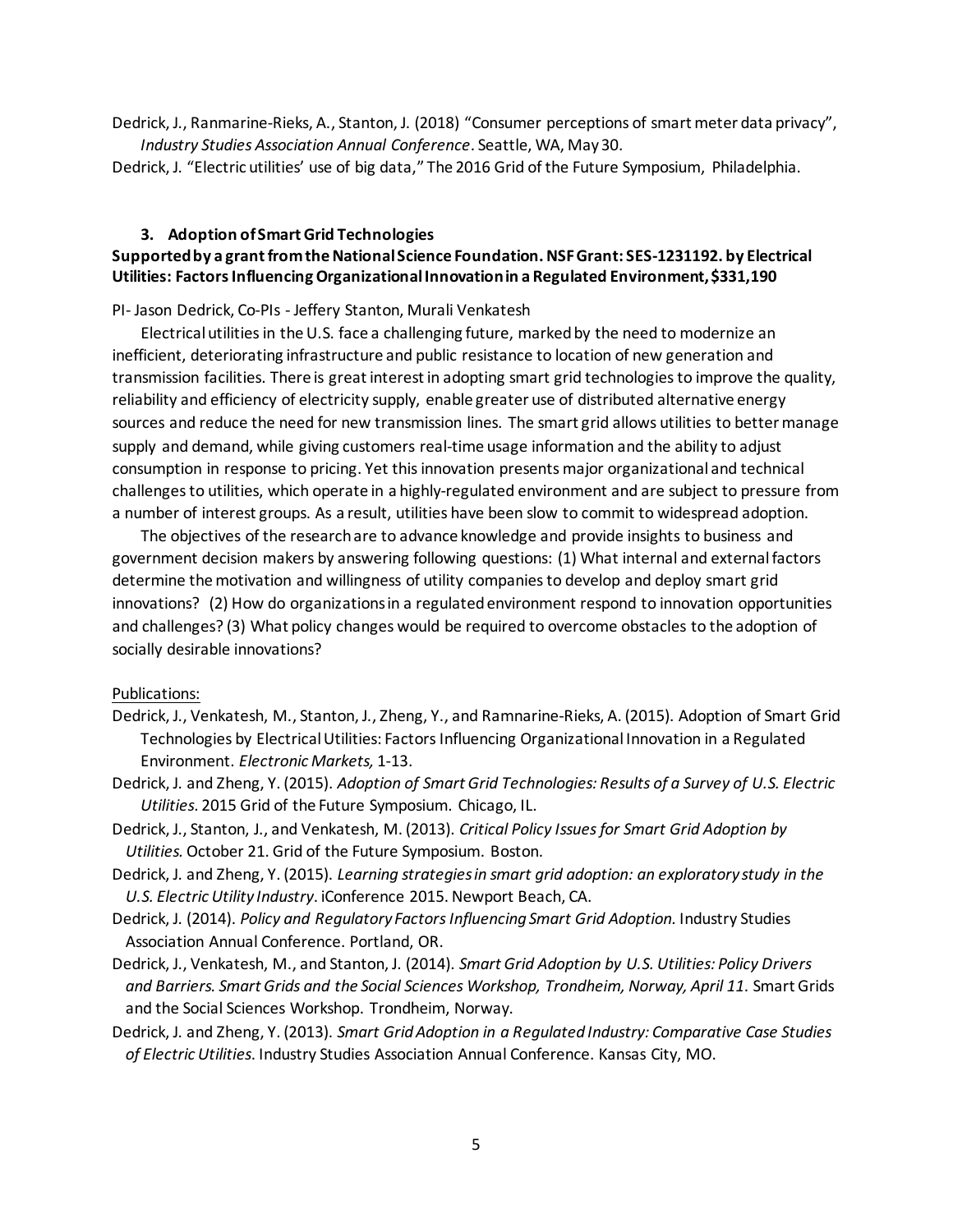Dedrick, J., Ranmarine-Rieks, A., Stanton, J. (2018) "Consumer perceptions of smart meter data privacy", *Industry Studies Association Annual Conference*. Seattle, WA, May 30.

Dedrick, J. "Electric utilities' use of big data," The 2016 Grid of the Future Symposium, Philadelphia.

### 3. Adoption of Smart Grid Technologies

**Supported by a grant from the National Science Foundation. NSF Grant: SES-1231192. by Electrical Utilities: Factors Influencing Organizational Innovation in a Regulated Environment, $331,190**

PI- Jason Dedrick, Co-PIs - Jeffery Stanton, Murali Venkatesh

Electrical utilities in the U.S. face a challenging future, marked by the need to modernize an inefficient, deteriorating infrastructure and public resistance to location of new generation and transmission facilities. There is great interest in adopting smart grid technologies to improve the quality, reliability and efficiency of electricity supply, enable greater use of distributed alternative energy sources and reduce the need for new transmission lines. The smart grid allows utilities to better manage supply and demand, while giving customers real-time usage information and the ability to adjust consumption in response to pricing. Yet this innovation presents major organizational and technical challenges to utilities, which operate in a highly-regulated environment and are subject to pressure from a number of interest groups. As a result, utilities have been slow to commit to widespread adoption.

The objectives of the research are to advance knowledge and provide insights to business and government decision makers by answering following questions: (1) What internal and external factors determine the motivation and willingness of utility companies to develop and deploy smart grid innovations? (2) How do organizations in a regulated environment respond to innovation opportunities and challenges? (3) What policy changes would be required to overcome obstacles to the adoption of socially desirable innovations?

Publications:

Dedrick, J., Venkatesh, M., Stanton, J., Zheng, Y., and Ramnarine-Rieks, A. (2015). Adoption of Smart Grid Technologies by Electrical Utilities: Factors Influencing Organizational Innovation in a Regulated Environment. *Electronic Markets,* 1-13.

Dedrick, J. and Zheng, Y. (2015). *Adoption of Smart Grid Technologies: Results of a Survey of U.S. Electric Utilities*. 2015 Grid of the Future Symposium. Chicago, IL.

Dedrick, J., Stanton, J., and Venkatesh, M. (2013). *Critical Policy Issues for Smart Grid Adoption by Utilities.* October 21. Grid of the Future Symposium. Boston.

Dedrick, J. and Zheng, Y. (2015). *Learning strategies in smart grid adoption: an exploratory study in the U.S. Electric Utility Industry*. iConference 2015. Newport Beach, CA.

Dedrick, J. (2014). *Policy and Regulatory Factors Influencing Smart Grid Adoption*. Industry Studies Association Annual Conference. Portland, OR.

Dedrick, J., Venkatesh, M., and Stanton, J. (2014). *Smart Grid Adoption by U.S. Utilities: Policy Drivers and Barriers. Smart Grids and the Social Sciences Workshop, Trondheim, Norway, April 11*. Smart Grids and the Social Sciences Workshop. Trondheim, Norway.

Dedrick, J. and Zheng, Y. (2013). *Smart Grid Adoption in a Regulated Industry: Comparative Case Studies of Electric Utilities*. Industry Studies Association Annual Conference. Kansas City, MO.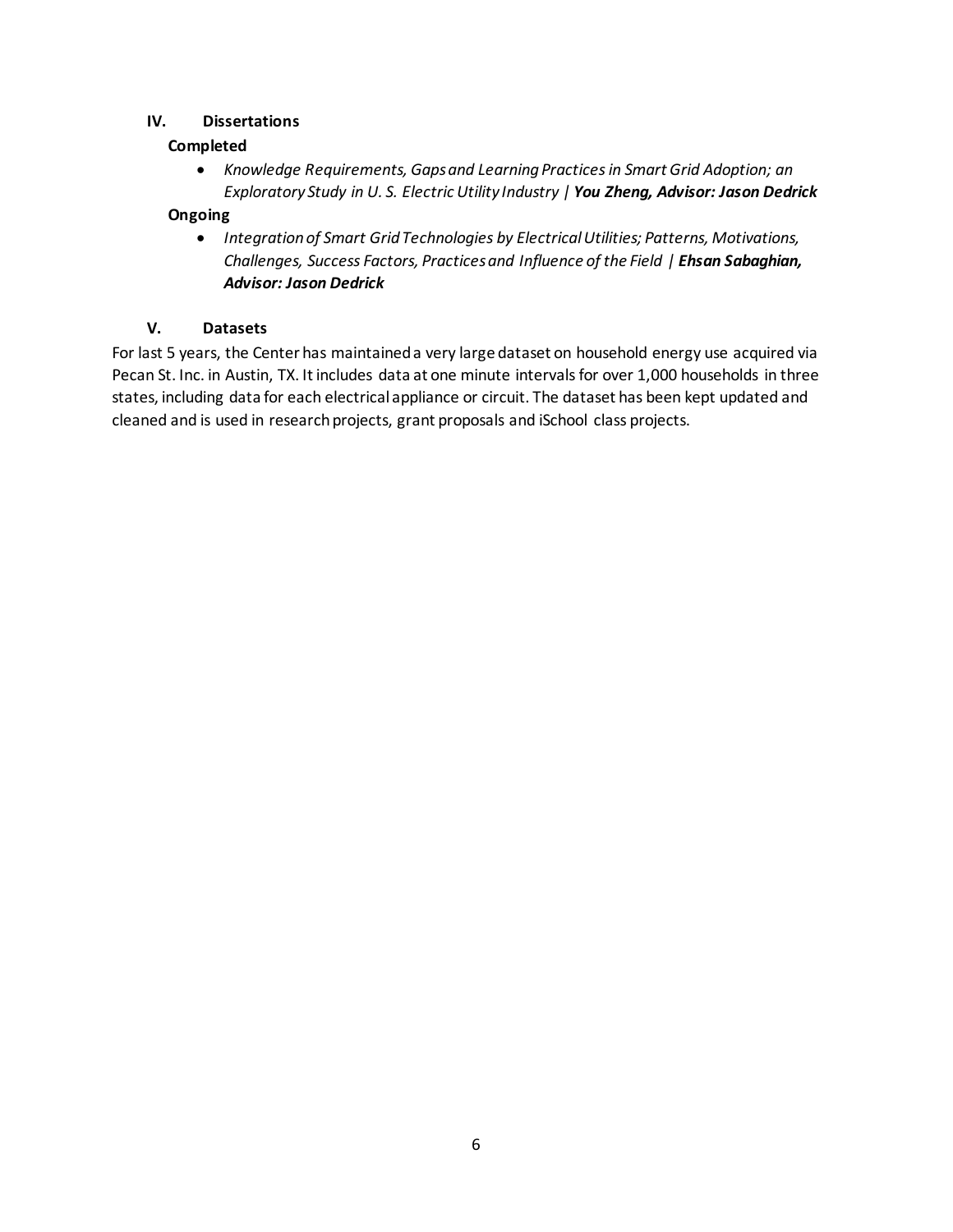## IV. Dissertations

### Completed

- *Knowledge Requirements, Gaps and Learning Practices in Smart Grid Adoption; an Exploratory Study in U. S. Electric Utility Industry |* ***You Zheng, Advisor: Jason Dedrick***

### Ongoing

- *Integration of Smart Grid Technologies by Electrical Utilities; Patterns, Motivations, Challenges, Success Factors, Practices and Influence of the Field |* ***Ehsan Sabaghian, Advisor: Jason Dedrick***

## V. Datasets

For last 5 years, the Center has maintained a very large dataset on household energy use acquired via Pecan St. Inc. in Austin, TX. It includes data at one minute intervals for over 1,000 households in three states, including data for each electrical appliance or circuit. The dataset has been kept updated and cleaned and is used in research projects, grant proposals and iSchool class projects.